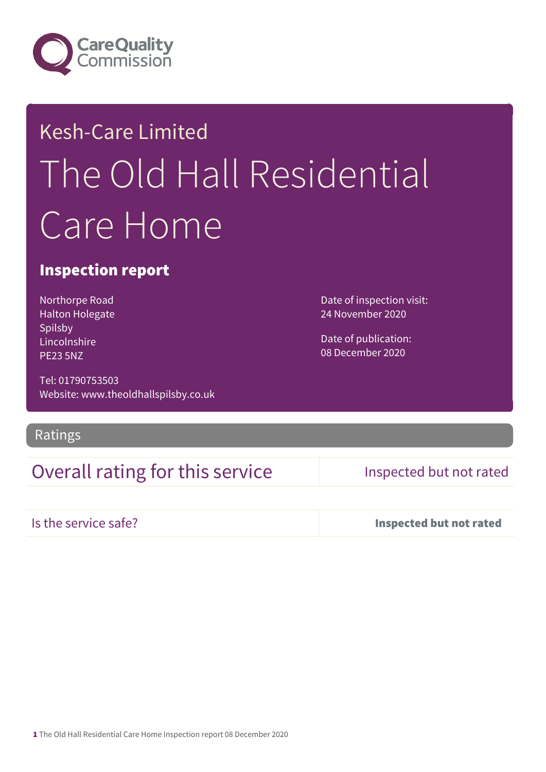Care Quality Commission

Kesh-Care Limited

# The Old Hall Residential Care Home

## Inspection report

Northorpe Road
Halton Holegate
Spilsby
Lincolnshire
PE23 5NZ

Tel: 01790753503
Website: www.theoldhallspilsby.co.uk

Date of inspection visit:
24 November 2020

Date of publication:
08 December 2020

## Ratings

| Overall rating for this service | Inspected but not rated |
| --- | --- |
| Is the service safe? | **Inspected but not rated** |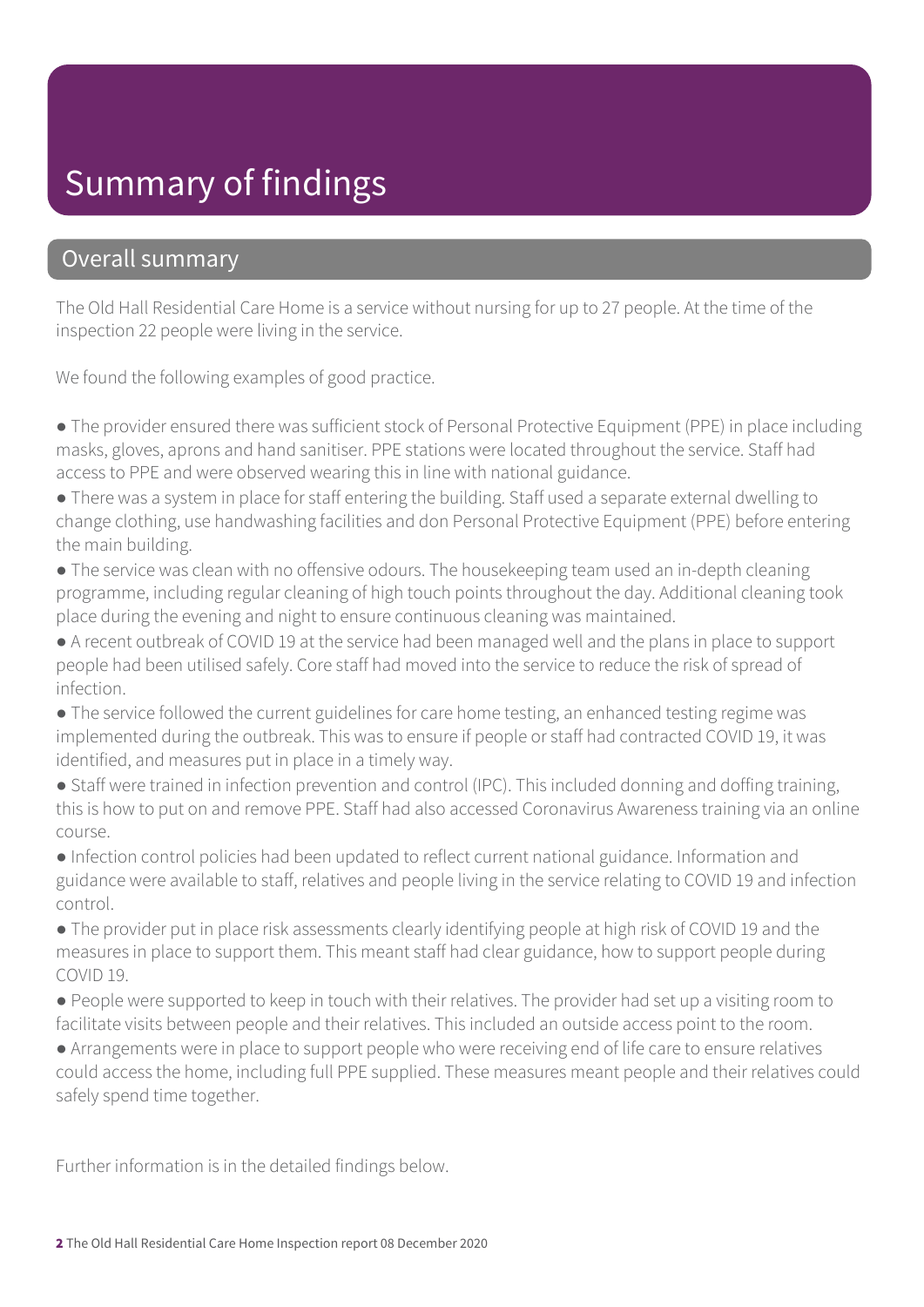# Summary of findings

## Overall summary

The Old Hall Residential Care Home is a service without nursing for up to 27 people. At the time of the inspection 22 people were living in the service.

We found the following examples of good practice.

- The provider ensured there was sufficient stock of Personal Protective Equipment (PPE) in place including masks, gloves, aprons and hand sanitiser. PPE stations were located throughout the service. Staff had access to PPE and were observed wearing this in line with national guidance.
- There was a system in place for staff entering the building. Staff used a separate external dwelling to change clothing, use handwashing facilities and don Personal Protective Equipment (PPE) before entering the main building.
- The service was clean with no offensive odours. The housekeeping team used an in-depth cleaning programme, including regular cleaning of high touch points throughout the day. Additional cleaning took place during the evening and night to ensure continuous cleaning was maintained.
- A recent outbreak of COVID 19 at the service had been managed well and the plans in place to support people had been utilised safely. Core staff had moved into the service to reduce the risk of spread of infection.
- The service followed the current guidelines for care home testing, an enhanced testing regime was implemented during the outbreak. This was to ensure if people or staff had contracted COVID 19, it was identified, and measures put in place in a timely way.
- Staff were trained in infection prevention and control (IPC). This included donning and doffing training, this is how to put on and remove PPE. Staff had also accessed Coronavirus Awareness training via an online course.
- Infection control policies had been updated to reflect current national guidance. Information and guidance were available to staff, relatives and people living in the service relating to COVID 19 and infection control.
- The provider put in place risk assessments clearly identifying people at high risk of COVID 19 and the measures in place to support them. This meant staff had clear guidance, how to support people during COVID 19.
- People were supported to keep in touch with their relatives. The provider had set up a visiting room to facilitate visits between people and their relatives. This included an outside access point to the room.
- Arrangements were in place to support people who were receiving end of life care to ensure relatives could access the home, including full PPE supplied. These measures meant people and their relatives could safely spend time together.

Further information is in the detailed findings below.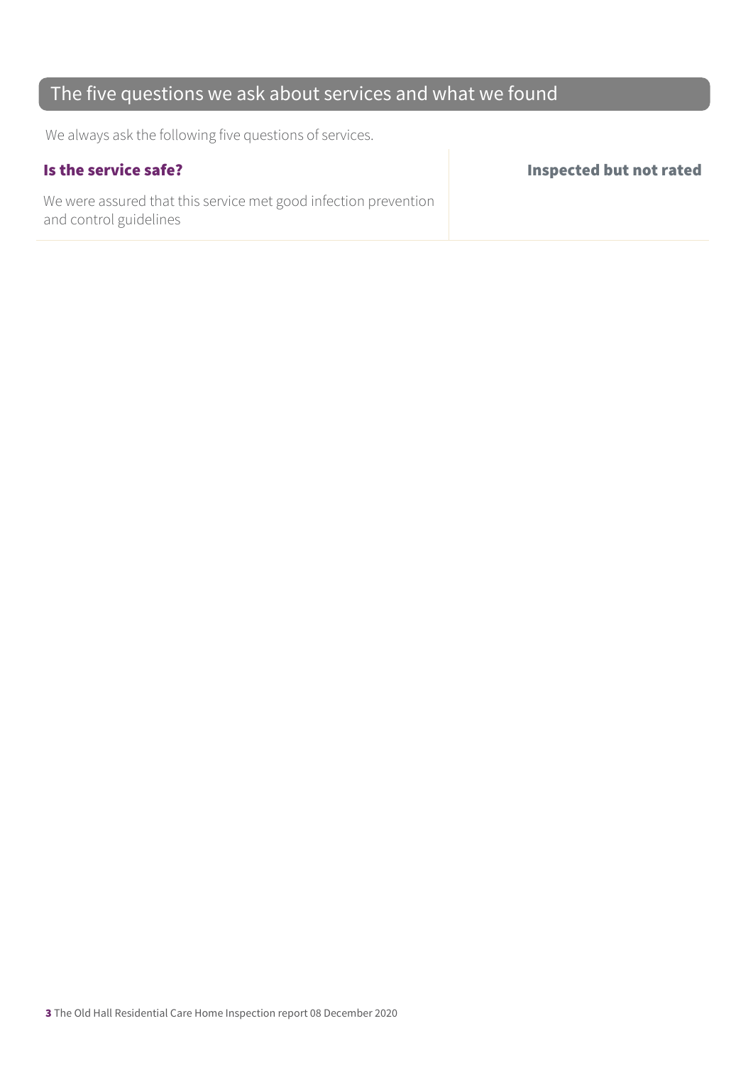## The five questions we ask about services and what we found

We always ask the following five questions of services.

| **Is the service safe?** | **Inspected but not rated** |
|---|---|
| We were assured that this service met good infection prevention and control guidelines | |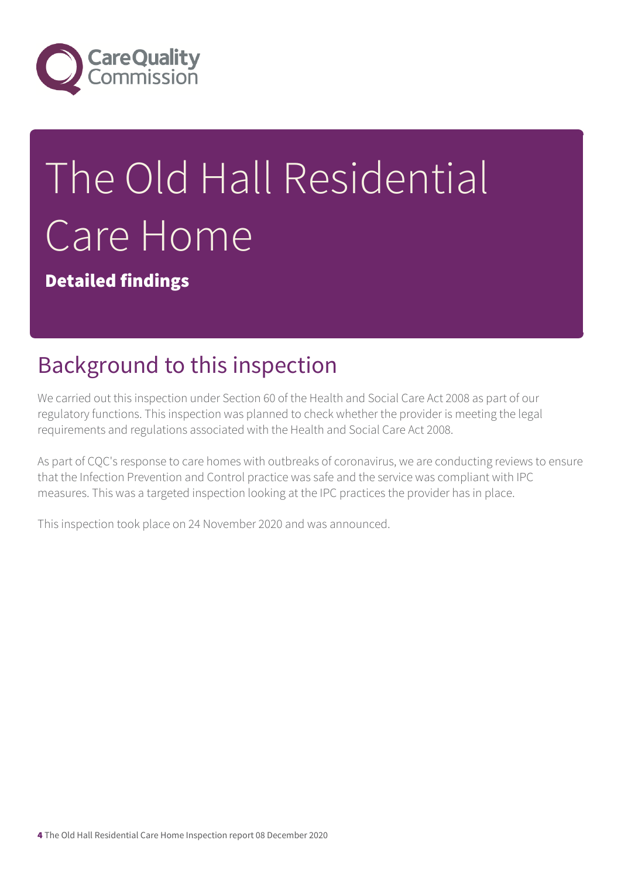# The Old Hall Residential Care Home

**Detailed findings**

## Background to this inspection

We carried out this inspection under Section 60 of the Health and Social Care Act 2008 as part of our regulatory functions. This inspection was planned to check whether the provider is meeting the legal requirements and regulations associated with the Health and Social Care Act 2008.

As part of CQC's response to care homes with outbreaks of coronavirus, we are conducting reviews to ensure that the Infection Prevention and Control practice was safe and the service was compliant with IPC measures. This was a targeted inspection looking at the IPC practices the provider has in place.

This inspection took place on 24 November 2020 and was announced.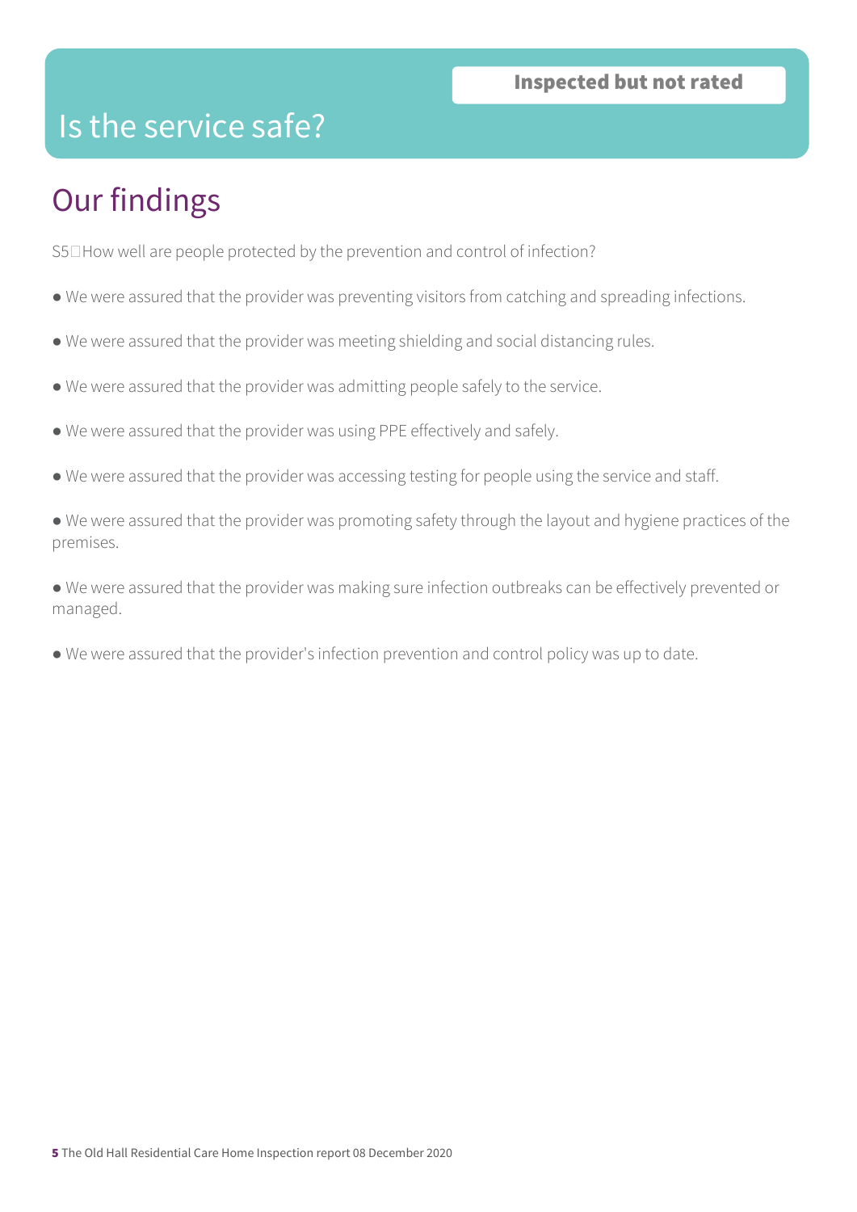# Is the service safe?

**Inspected but not rated**

## Our findings

S5 How well are people protected by the prevention and control of infection?

- We were assured that the provider was preventing visitors from catching and spreading infections.
- We were assured that the provider was meeting shielding and social distancing rules.
- We were assured that the provider was admitting people safely to the service.
- We were assured that the provider was using PPE effectively and safely.
- We were assured that the provider was accessing testing for people using the service and staff.
- We were assured that the provider was promoting safety through the layout and hygiene practices of the premises.
- We were assured that the provider was making sure infection outbreaks can be effectively prevented or managed.
- We were assured that the provider's infection prevention and control policy was up to date.